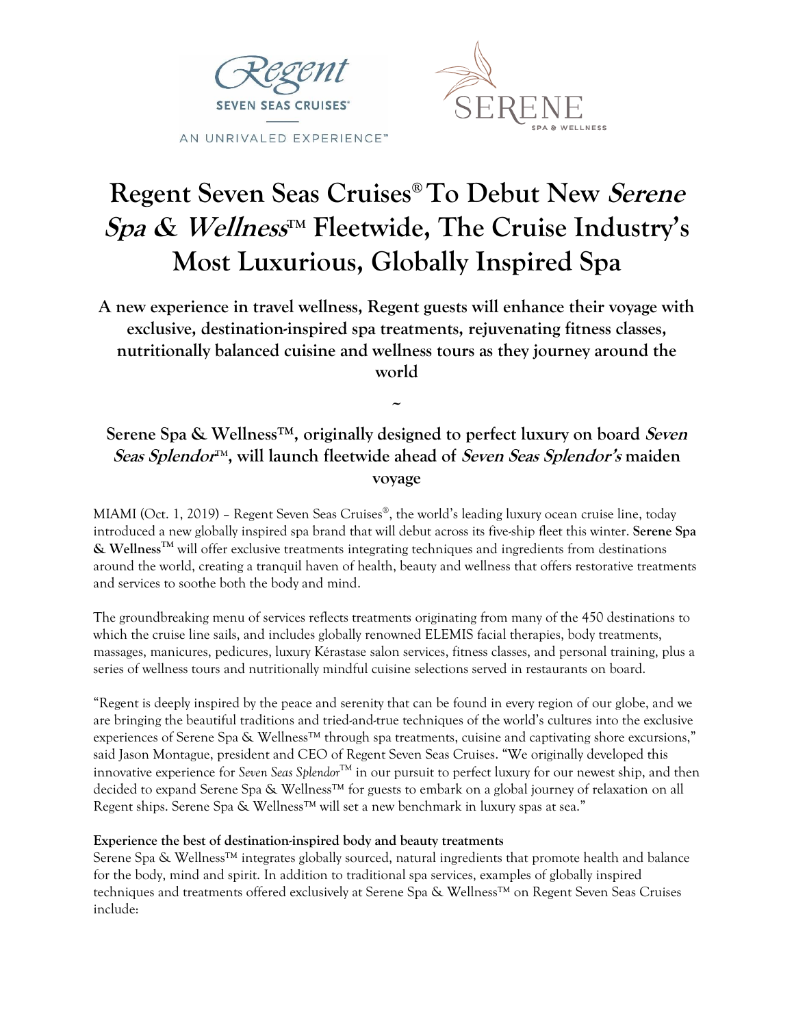Regent SEVEN SEAS CRUISES®

AN UNRIVALED EXPERIENCE™

SERENE SPA & WELLNESS

# Regent Seven Seas Cruises® To Debut New *Serene Spa & Wellness*™ Fleetwide, The Cruise Industry's Most Luxurious, Globally Inspired Spa

## A new experience in travel wellness, Regent guests will enhance their voyage with exclusive, destination-inspired spa treatments, rejuvenating fitness classes, nutritionally balanced cuisine and wellness tours as they journey around the world

~

## Serene Spa & Wellness™, originally designed to perfect luxury on board *Seven Seas Splendor*™, will launch fleetwide ahead of *Seven Seas Splendor's* maiden voyage

MIAMI (Oct. 1, 2019) – Regent Seven Seas Cruises®, the world's leading luxury ocean cruise line, today introduced a new globally inspired spa brand that will debut across its five-ship fleet this winter. **Serene Spa & Wellness™** will offer exclusive treatments integrating techniques and ingredients from destinations around the world, creating a tranquil haven of health, beauty and wellness that offers restorative treatments and services to soothe both the body and mind.

The groundbreaking menu of services reflects treatments originating from many of the 450 destinations to which the cruise line sails, and includes globally renowned ELEMIS facial therapies, body treatments, massages, manicures, pedicures, luxury Kérastase salon services, fitness classes, and personal training, plus a series of wellness tours and nutritionally mindful cuisine selections served in restaurants on board.

"Regent is deeply inspired by the peace and serenity that can be found in every region of our globe, and we are bringing the beautiful traditions and tried-and-true techniques of the world's cultures into the exclusive experiences of Serene Spa & Wellness™ through spa treatments, cuisine and captivating shore excursions," said Jason Montague, president and CEO of Regent Seven Seas Cruises. "We originally developed this innovative experience for *Seven Seas Splendor*™ in our pursuit to perfect luxury for our newest ship, and then decided to expand Serene Spa & Wellness™ for guests to embark on a global journey of relaxation on all Regent ships. Serene Spa & Wellness™ will set a new benchmark in luxury spas at sea."

**Experience the best of destination-inspired body and beauty treatments**

Serene Spa & Wellness™ integrates globally sourced, natural ingredients that promote health and balance for the body, mind and spirit. In addition to traditional spa services, examples of globally inspired techniques and treatments offered exclusively at Serene Spa & Wellness™ on Regent Seven Seas Cruises include: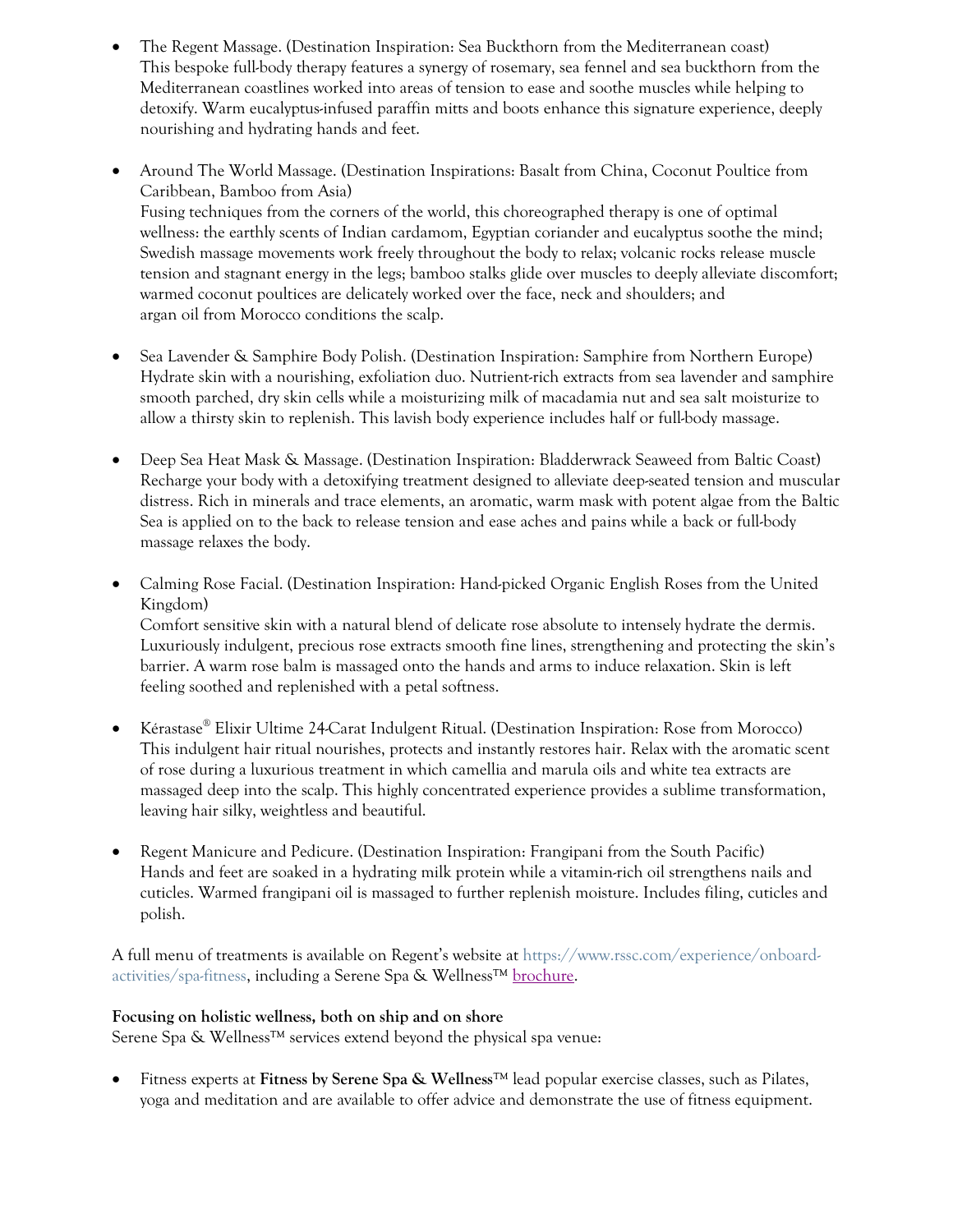- The Regent Massage. (Destination Inspiration: Sea Buckthorn from the Mediterranean coast)
  This bespoke full-body therapy features a synergy of rosemary, sea fennel and sea buckthorn from the Mediterranean coastlines worked into areas of tension to ease and soothe muscles while helping to detoxify. Warm eucalyptus-infused paraffin mitts and boots enhance this signature experience, deeply nourishing and hydrating hands and feet.

- Around The World Massage. (Destination Inspirations: Basalt from China, Coconut Poultice from Caribbean, Bamboo from Asia)
  Fusing techniques from the corners of the world, this choreographed therapy is one of optimal wellness: the earthly scents of Indian cardamom, Egyptian coriander and eucalyptus soothe the mind; Swedish massage movements work freely throughout the body to relax; volcanic rocks release muscle tension and stagnant energy in the legs; bamboo stalks glide over muscles to deeply alleviate discomfort; warmed coconut poultices are delicately worked over the face, neck and shoulders; and argan oil from Morocco conditions the scalp.

- Sea Lavender & Samphire Body Polish. (Destination Inspiration: Samphire from Northern Europe)
  Hydrate skin with a nourishing, exfoliation duo. Nutrient-rich extracts from sea lavender and samphire smooth parched, dry skin cells while a moisturizing milk of macadamia nut and sea salt moisturize to allow a thirsty skin to replenish. This lavish body experience includes half or full-body massage.

- Deep Sea Heat Mask & Massage. (Destination Inspiration: Bladderwrack Seaweed from Baltic Coast)
  Recharge your body with a detoxifying treatment designed to alleviate deep-seated tension and muscular distress. Rich in minerals and trace elements, an aromatic, warm mask with potent algae from the Baltic Sea is applied on to the back to release tension and ease aches and pains while a back or full-body massage relaxes the body.

- Calming Rose Facial. (Destination Inspiration: Hand-picked Organic English Roses from the United Kingdom)
  Comfort sensitive skin with a natural blend of delicate rose absolute to intensely hydrate the dermis. Luxuriously indulgent, precious rose extracts smooth fine lines, strengthening and protecting the skin's barrier. A warm rose balm is massaged onto the hands and arms to induce relaxation. Skin is left feeling soothed and replenished with a petal softness.

- Kérastase® Elixir Ultime 24-Carat Indulgent Ritual. (Destination Inspiration: Rose from Morocco)
  This indulgent hair ritual nourishes, protects and instantly restores hair. Relax with the aromatic scent of rose during a luxurious treatment in which camellia and marula oils and white tea extracts are massaged deep into the scalp. This highly concentrated experience provides a sublime transformation, leaving hair silky, weightless and beautiful.

- Regent Manicure and Pedicure. (Destination Inspiration: Frangipani from the South Pacific)
  Hands and feet are soaked in a hydrating milk protein while a vitamin-rich oil strengthens nails and cuticles. Warmed frangipani oil is massaged to further replenish moisture. Includes filing, cuticles and polish.

A full menu of treatments is available on Regent's website at https://www.rssc.com/experience/onboard-activities/spa-fitness, including a Serene Spa & Wellness™ brochure.

**Focusing on holistic wellness, both on ship and on shore**
Serene Spa & Wellness™ services extend beyond the physical spa venue:

- Fitness experts at **Fitness by Serene Spa & Wellness**™ lead popular exercise classes, such as Pilates, yoga and meditation and are available to offer advice and demonstrate the use of fitness equipment.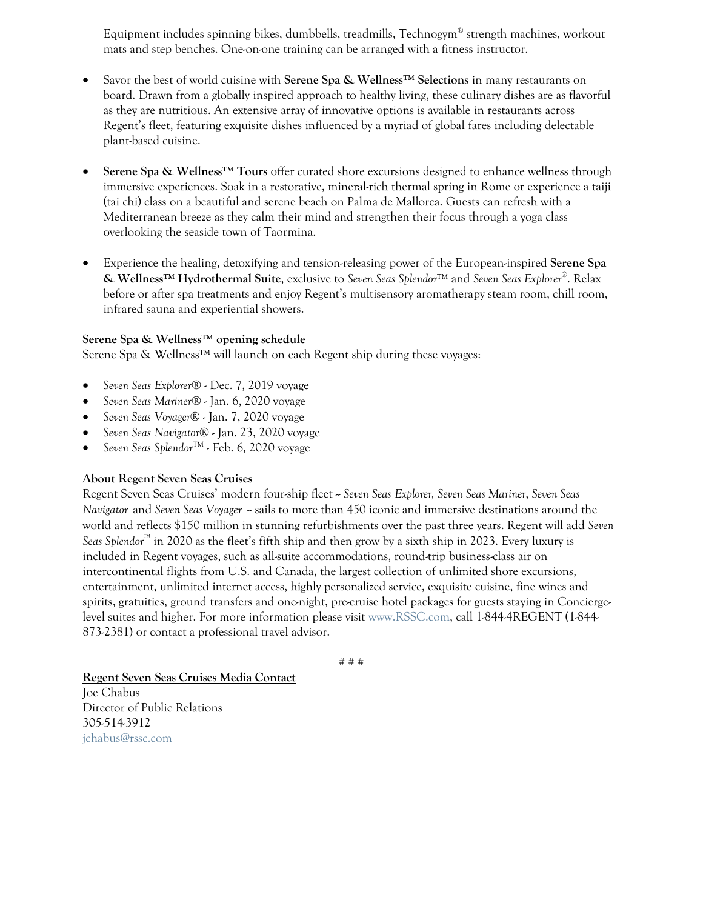Equipment includes spinning bikes, dumbbells, treadmills, Technogym® strength machines, workout mats and step benches. One-on-one training can be arranged with a fitness instructor.

- Savor the best of world cuisine with **Serene Spa & Wellness™ Selections** in many restaurants on board. Drawn from a globally inspired approach to healthy living, these culinary dishes are as flavorful as they are nutritious. An extensive array of innovative options is available in restaurants across Regent's fleet, featuring exquisite dishes influenced by a myriad of global fares including delectable plant-based cuisine.

- **Serene Spa & Wellness™ Tours** offer curated shore excursions designed to enhance wellness through immersive experiences. Soak in a restorative, mineral-rich thermal spring in Rome or experience a taiji (tai chi) class on a beautiful and serene beach on Palma de Mallorca. Guests can refresh with a Mediterranean breeze as they calm their mind and strengthen their focus through a yoga class overlooking the seaside town of Taormina.

- Experience the healing, detoxifying and tension-releasing power of the European-inspired **Serene Spa & Wellness™ Hydrothermal Suite**, exclusive to *Seven Seas Splendor™* and *Seven Seas Explorer®*. Relax before or after spa treatments and enjoy Regent's multisensory aromatherapy steam room, chill room, infrared sauna and experiential showers.

**Serene Spa & Wellness™ opening schedule**

Serene Spa & Wellness™ will launch on each Regent ship during these voyages:

- *Seven Seas Explorer®* - Dec. 7, 2019 voyage
- *Seven Seas Mariner®* - Jan. 6, 2020 voyage
- *Seven Seas Voyager®* - Jan. 7, 2020 voyage
- *Seven Seas Navigator®* - Jan. 23, 2020 voyage
- *Seven Seas Splendor™* - Feb. 6, 2020 voyage

**About Regent Seven Seas Cruises**

Regent Seven Seas Cruises' modern four-ship fleet – *Seven Seas Explorer, Seven Seas Mariner*, *Seven Seas Navigator* and *Seven Seas Voyager* – sails to more than 450 iconic and immersive destinations around the world and reflects $150 million in stunning refurbishments over the past three years. Regent will add *Seven Seas Splendor™* in 2020 as the fleet's fifth ship and then grow by a sixth ship in 2023. Every luxury is included in Regent voyages, such as all-suite accommodations, round-trip business-class air on intercontinental flights from U.S. and Canada, the largest collection of unlimited shore excursions, entertainment, unlimited internet access, highly personalized service, exquisite cuisine, fine wines and spirits, gratuities, ground transfers and one-night, pre-cruise hotel packages for guests staying in Concierge-level suites and higher. For more information please visit www.RSSC.com, call 1-844-4REGENT (1-844-873-2381) or contact a professional travel advisor.

# # #

**Regent Seven Seas Cruises Media Contact**

Joe Chabus
Director of Public Relations
305-514-3912
jchabus@rssc.com